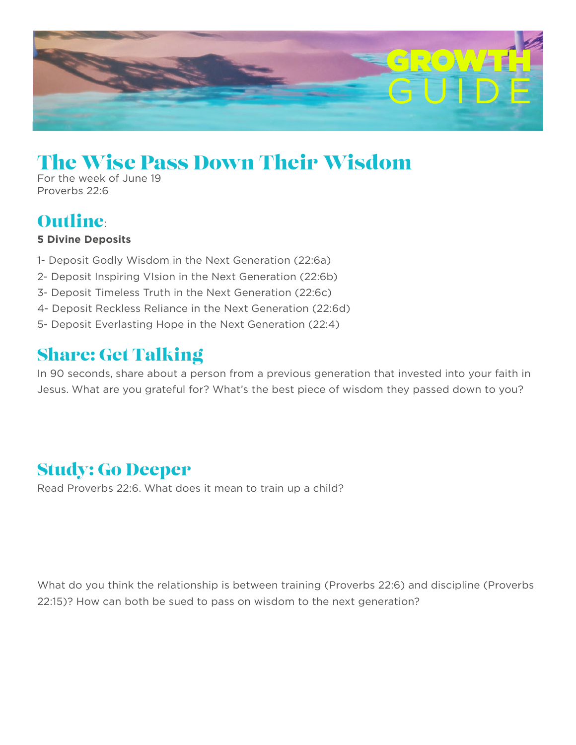GROWTH GUIDE

# The Wise Pass Down Their Wisdom

For the week of June 19
Proverbs 22:6

## Outline:

**5 Divine Deposits**

1- Deposit Godly Wisdom in the Next Generation (22:6a)
2- Deposit Inspiring VIsion in the Next Generation (22:6b)
3- Deposit Timeless Truth in the Next Generation (22:6c)
4- Deposit Reckless Reliance in the Next Generation (22:6d)
5- Deposit Everlasting Hope in the Next Generation (22:4)

## Share: Get Talking

In 90 seconds, share about a person from a previous generation that invested into your faith in Jesus. What are you grateful for? What's the best piece of wisdom they passed down to you?

## Study: Go Deeper

Read Proverbs 22:6. What does it mean to train up a child?

What do you think the relationship is between training (Proverbs 22:6) and discipline (Proverbs 22:15)? How can both be sued to pass on wisdom to the next generation?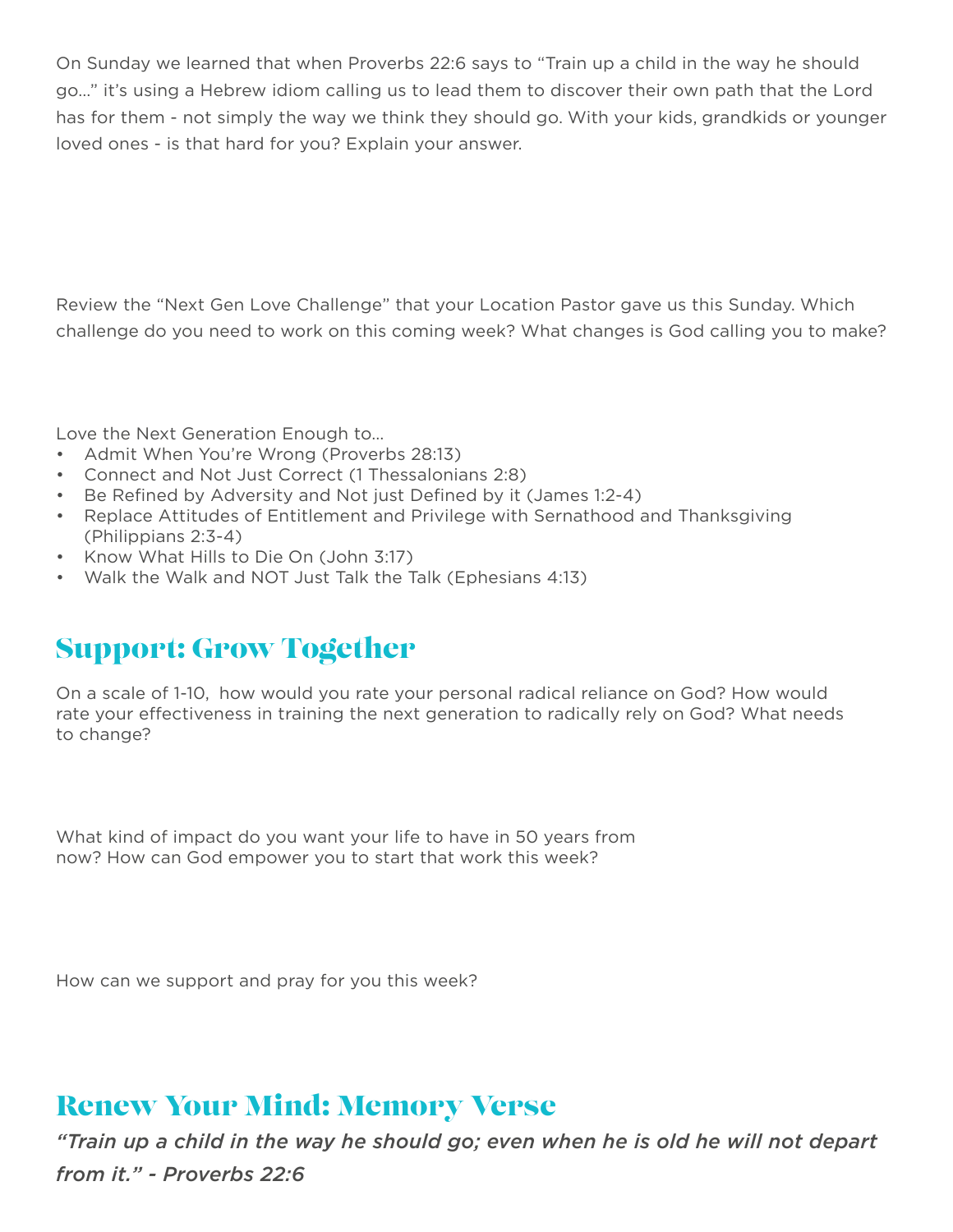On Sunday we learned that when Proverbs 22:6 says to "Train up a child in the way he should go..." it's using a Hebrew idiom calling us to lead them to discover their own path that the Lord has for them - not simply the way we think they should go. With your kids, grandkids or younger loved ones - is that hard for you? Explain your answer.

Review the "Next Gen Love Challenge" that your Location Pastor gave us this Sunday. Which challenge do you need to work on this coming week? What changes is God calling you to make?

Love the Next Generation Enough to...

- Admit When You're Wrong (Proverbs 28:13)
- Connect and Not Just Correct (1 Thessalonians 2:8)
- Be Refined by Adversity and Not just Defined by it (James 1:2-4)
- Replace Attitudes of Entitlement and Privilege with Sernathood and Thanksgiving (Philippians 2:3-4)
- Know What Hills to Die On (John 3:17)
- Walk the Walk and NOT Just Talk the Talk (Ephesians 4:13)

## Support: Grow Together

On a scale of 1-10, how would you rate your personal radical reliance on God? How would rate your effectiveness in training the next generation to radically rely on God? What needs to change?

What kind of impact do you want your life to have in 50 years from now? How can God empower you to start that work this week?

How can we support and pray for you this week?

## Renew Your Mind: Memory Verse

*"Train up a child in the way he should go; even when he is old he will not depart from it." - Proverbs 22:6*